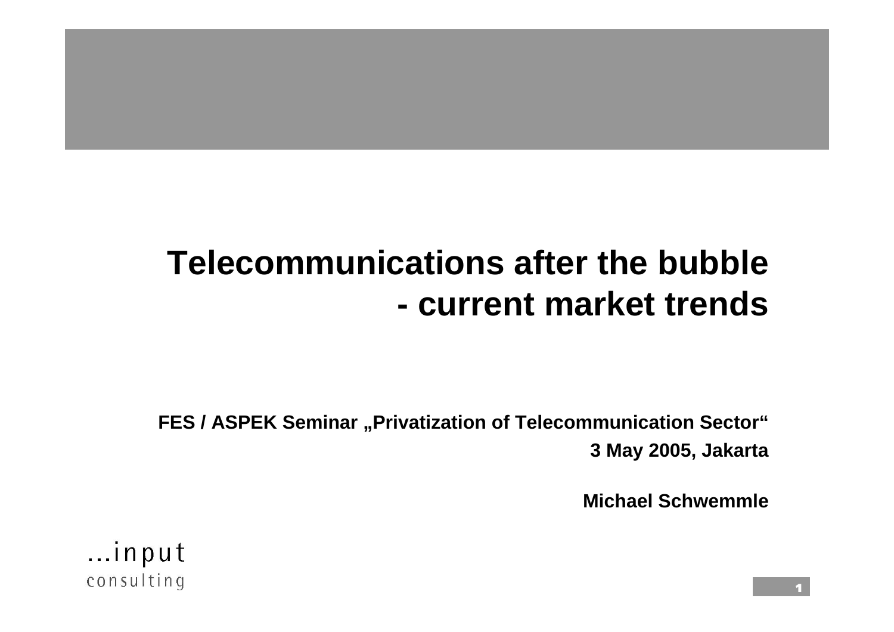# Telecommunications after the bubble - current market trends

**FES / ASPEK Seminar „Privatization of Telecommunication Sector"**

**3 May 2005, Jakarta**

**Michael Schwemmle**

...input consulting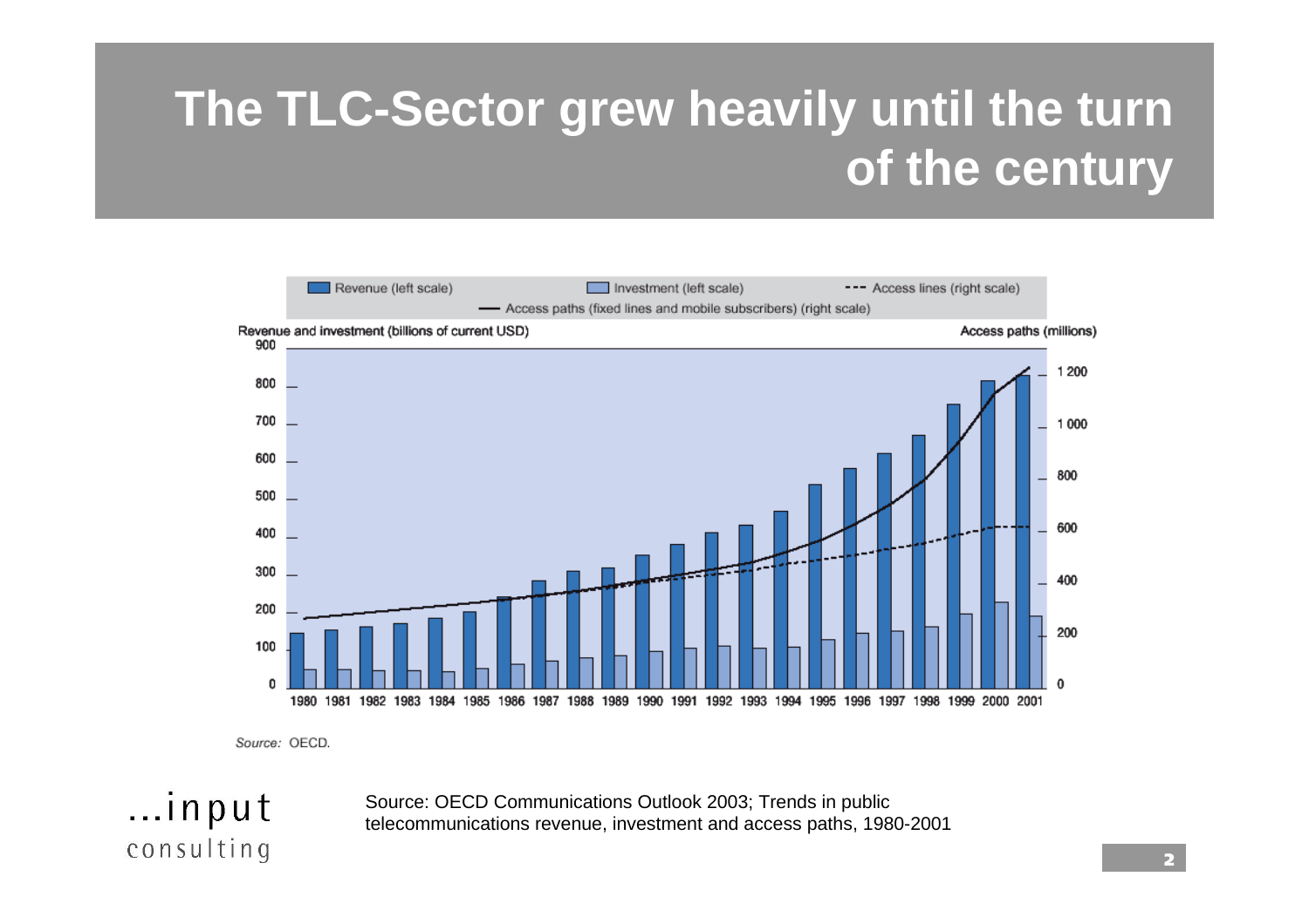# The TLC-Sector grew heavily until the turn of the century

Revenue (left scale) | Investment (left scale) | Access lines (right scale) | Access paths (fixed lines and mobile subscribers) (right scale)

Revenue and investment (billions of current USD) | Access paths (millions)

Source: OECD.

Source: OECD Communications Outlook 2003; Trends in public telecommunications revenue, investment and access paths, 1980-2001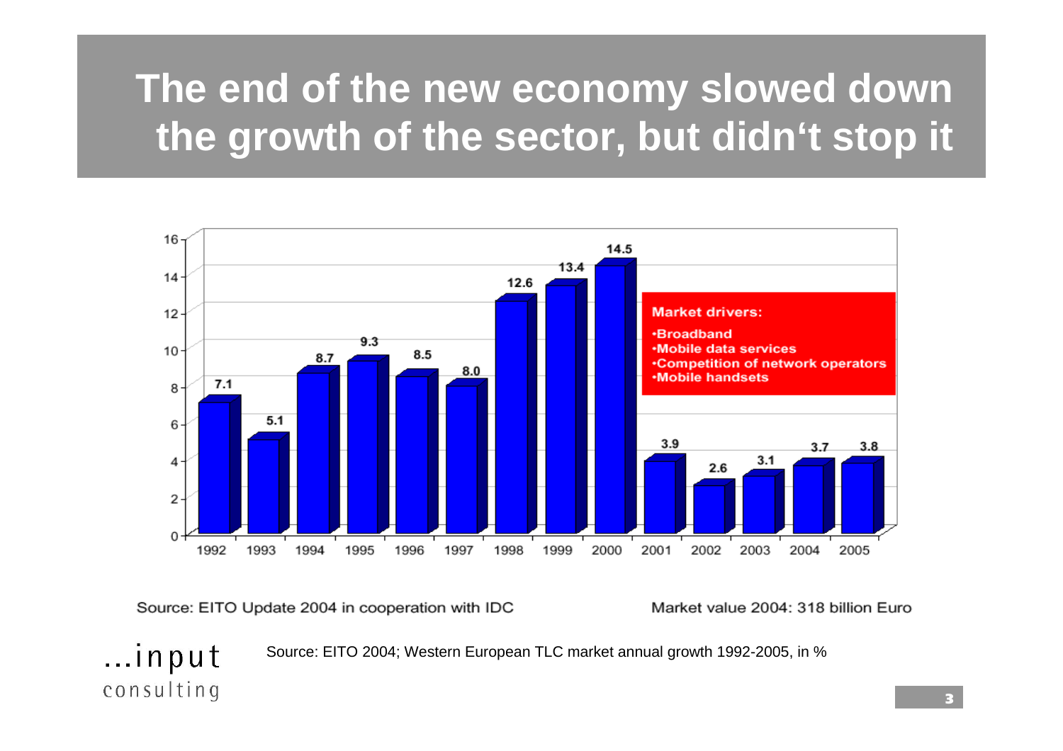# The end of the new economy slowed down the growth of the sector, but didn't stop it

| Year | Growth (%) |
|---|---|
| 1992 | 7.1 |
| 1993 | 5.1 |
| 1994 | 8.7 |
| 1995 | 9.3 |
| 1996 | 8.5 |
| 1997 | 8.0 |
| 1998 | 12.6 |
| 1999 | 13.4 |
| 2000 | 14.5 |
| 2001 | 3.9 |
| 2002 | 2.6 |
| 2003 | 3.1 |
| 2004 | 3.7 |
| 2005 | 3.8 |

**Market drivers:**

- Broadband
- Mobile data services
- Competition of network operators
- Mobile handsets

Source: EITO Update 2004 in cooperation with IDC

Market value 2004: 318 billion Euro

...input consulting

Source: EITO 2004; Western European TLC market annual growth 1992-2005, in %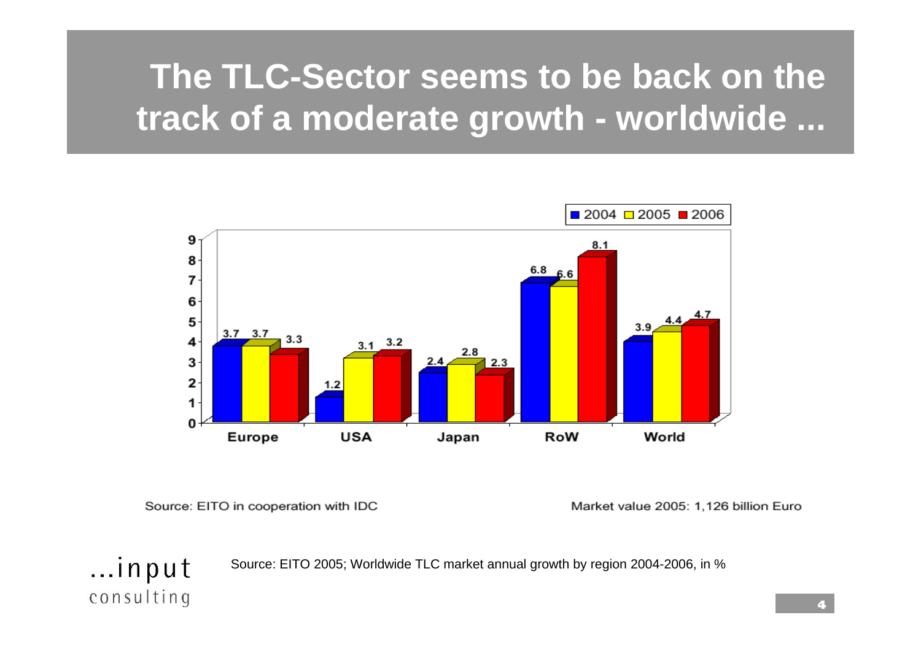# The TLC-Sector seems to be back on the track of a moderate growth - worldwide ...

| | 2004 | 2005 | 2006 |
|---|---|---|---|
| Europe | 3.7 | 3.7 | 3.3 |
| USA | 1.2 | 3.1 | 3.2 |
| Japan | 2.4 | 2.8 | 2.3 |
| RoW | 6.8 | 6.6 | 8.1 |
| World | 3.9 | 4.4 | 4.7 |

Source: EITO in cooperation with IDC

Market value 2005: 1,126 billion Euro

Source: EITO 2005; Worldwide TLC market annual growth by region 2004-2006, in %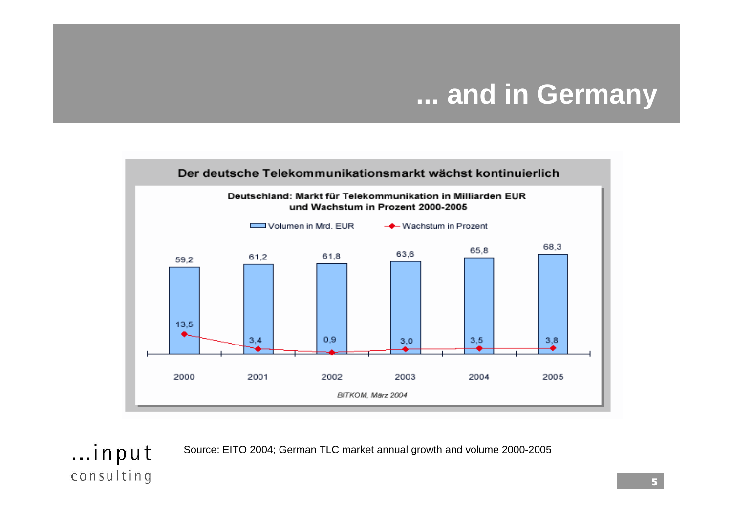# ... and in Germany

**Der deutsche Telekommunikationsmarkt wächst kontinuierlich**

**Deutschland: Markt für Telekommunikation in Milliarden EUR und Wachstum in Prozent 2000-2005**

| | 2000 | 2001 | 2002 | 2003 | 2004 | 2005 |
|---|---|---|---|---|---|---|
| Volumen in Mrd. EUR | 59,2 | 61,2 | 61,8 | 63,6 | 65,8 | 68,3 |
| Wachstum in Prozent | 13,5 | 3,4 | 0,9 | 3,0 | 3,5 | 3,8 |

*BITKOM, März 2004*

Source: EITO 2004; German TLC market annual growth and volume 2000-2005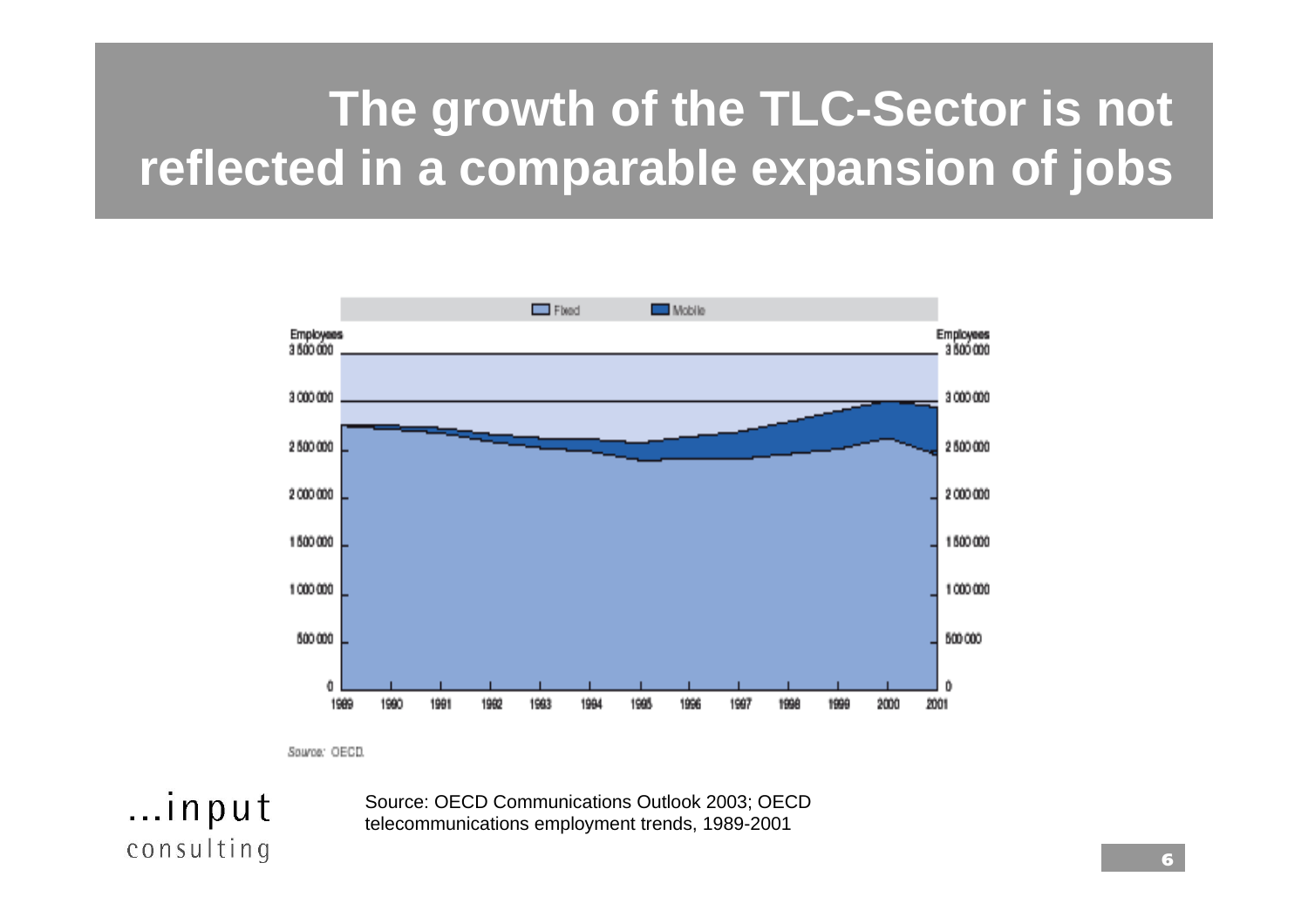# The growth of the TLC-Sector is not reflected in a comparable expansion of jobs

Fixed | Mobile

Employees

3 500 000

3 000 000

2 500 000

2 000 000

1 500 000

1 000 000

500 000

0

1989 1990 1991 1992 1993 1994 1995 1996 1997 1998 1999 2000 2001

Source: OECD.

...input consulting

Source: OECD Communications Outlook 2003; OECD telecommunications employment trends, 1989-2001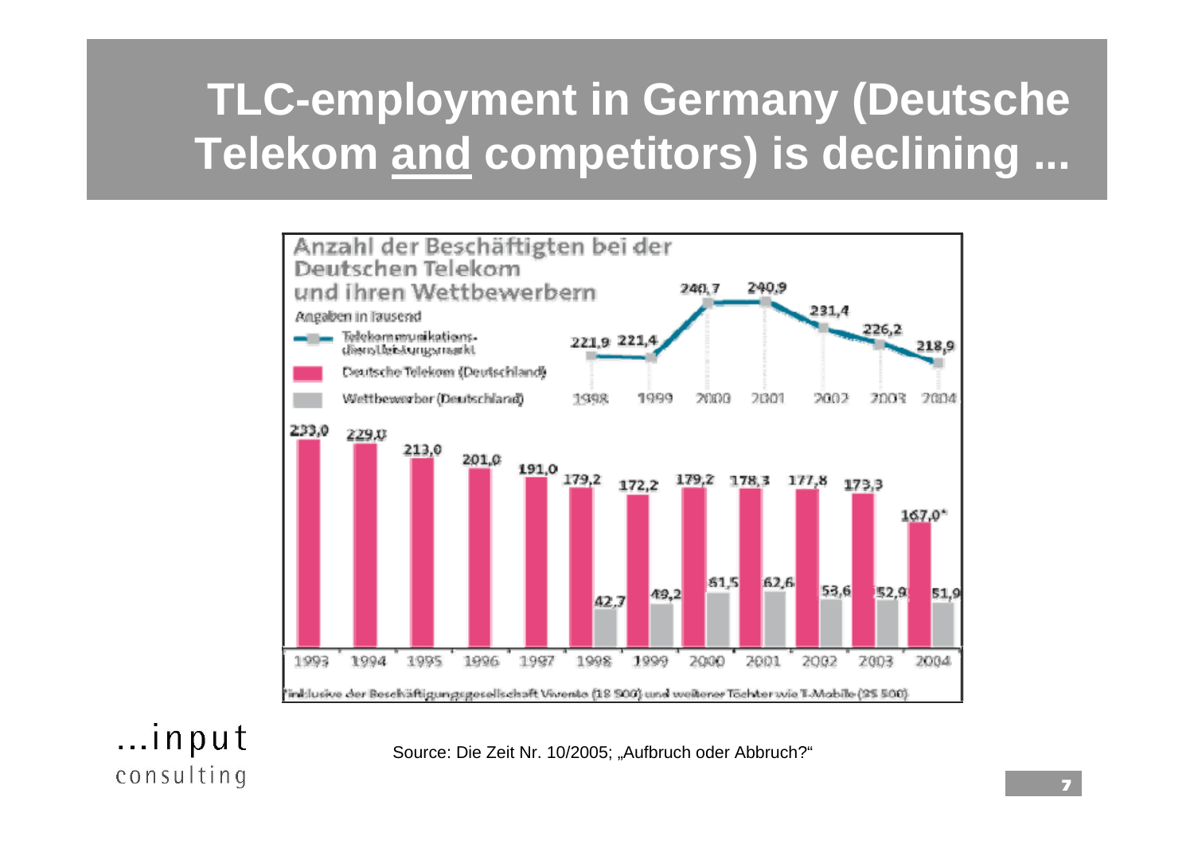# TLC-employment in Germany (Deutsche Telekom and competitors) is declining ...

**Anzahl der Beschäftigten bei der Deutschen Telekom und ihren Wettbewerbern**

Angaben in Tausend

Telekommunikations-dienstleistungsmarkt

| 1998 | 1999 | 2000 | 2001 | 2002 | 2003 | 2004 |
|---|---|---|---|---|---|---|
| 221,9 | 221,4 | 240,7 | 240,9 | 231,4 | 226,2 | 218,9 |

| Jahr | Deutsche Telekom (Deutschland) | Wettbewerber (Deutschland) |
|---|---|---|
| 1993 | 233,0 | |
| 1994 | 229,0 | |
| 1995 | 213,0 | |
| 1996 | 201,0 | |
| 1997 | 191,0 | |
| 1998 | 179,2 | 42,7 |
| 1999 | 172,2 | 49,2 |
| 2000 | 179,2 | 61,5 |
| 2001 | 178,3 | 62,6 |
| 2002 | 177,8 | 53,6 |
| 2003 | 173,3 | 52,9 |
| 2004 | 167,0* | 51,9 |

*inklusive der Beschäftigungsgesellschaft Vivento (18 500) und weiterer Töchter wie T-Mobile (25 500)

Source: Die Zeit Nr. 10/2005; „Aufbruch oder Abbruch?“

...input consulting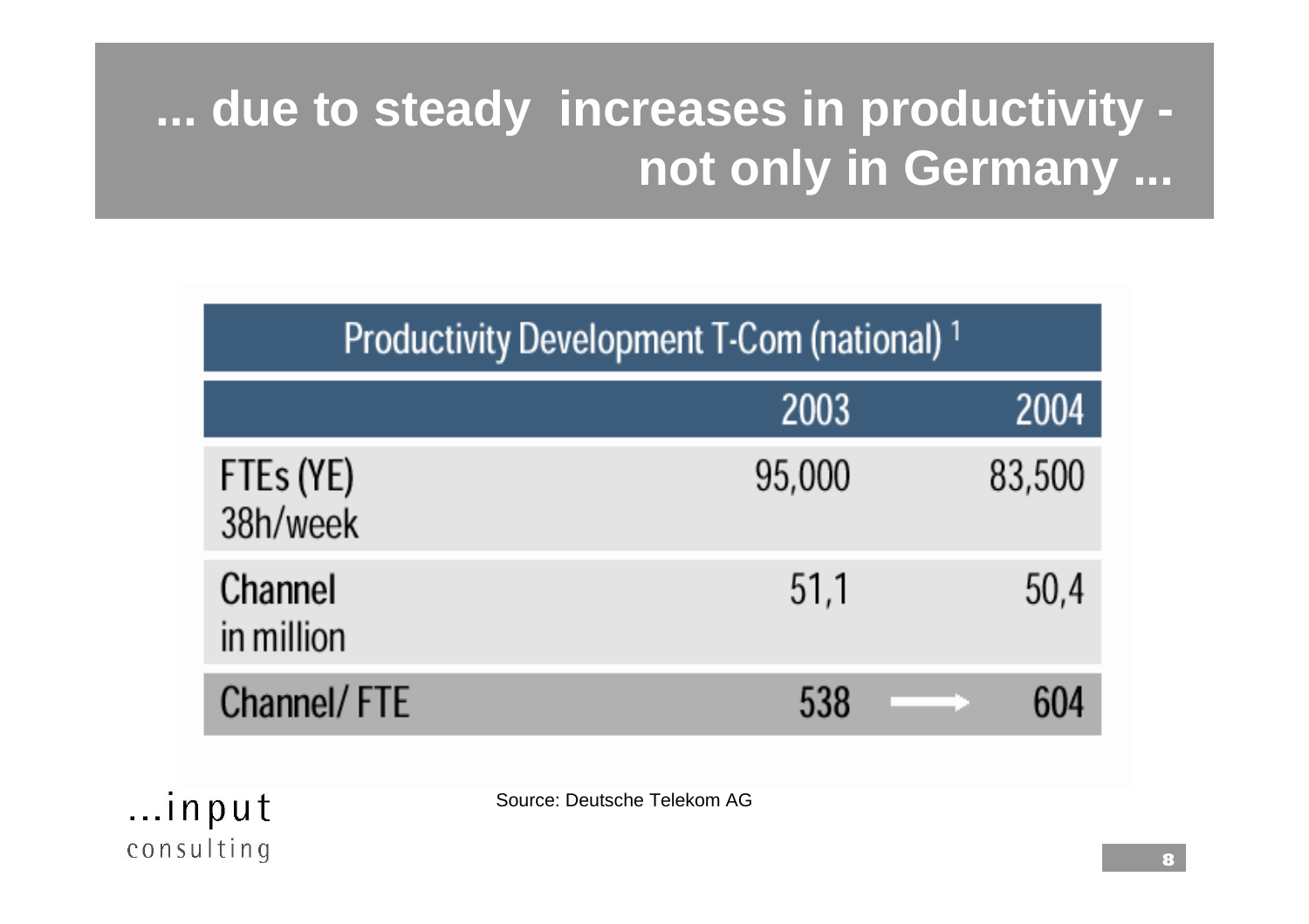# ... due to steady increases in productivity - not only in Germany ...

| Productivity Development T-Com (national) [1] | | |
|---|---|---|
| | 2003 | 2004 |
| FTEs (YE) 38h/week | 95,000 | 83,500 |
| Channel in million | 51,1 | 50,4 |
| Channel/ FTE | 538 → | 604 |

Source: Deutsche Telekom AG

...input consulting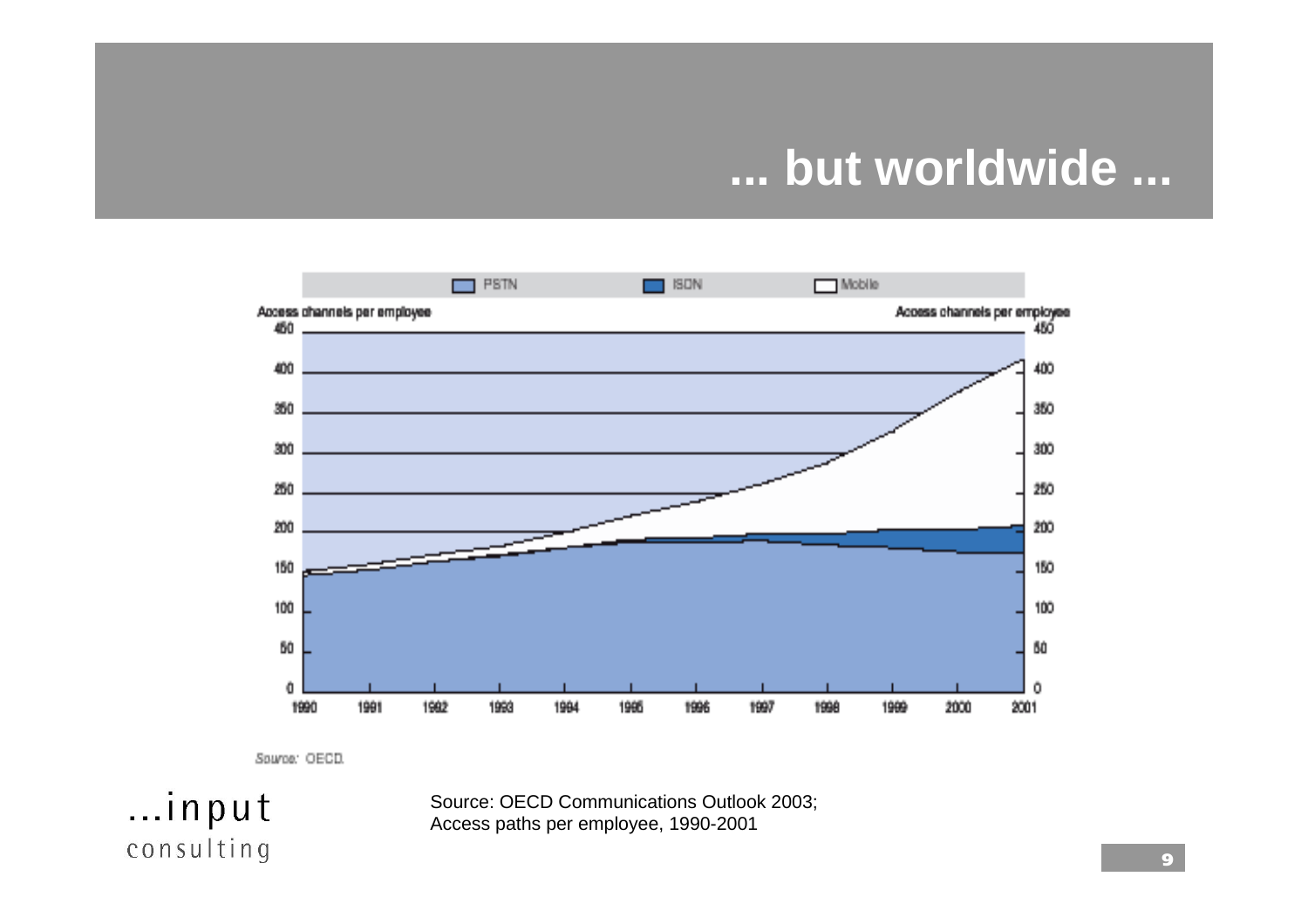# ... but worldwide ...

PSTN | ISDN | Mobile

Access channels per employee

Source: OECD.

...input
consulting

Source: OECD Communications Outlook 2003;
Access paths per employee, 1990-2001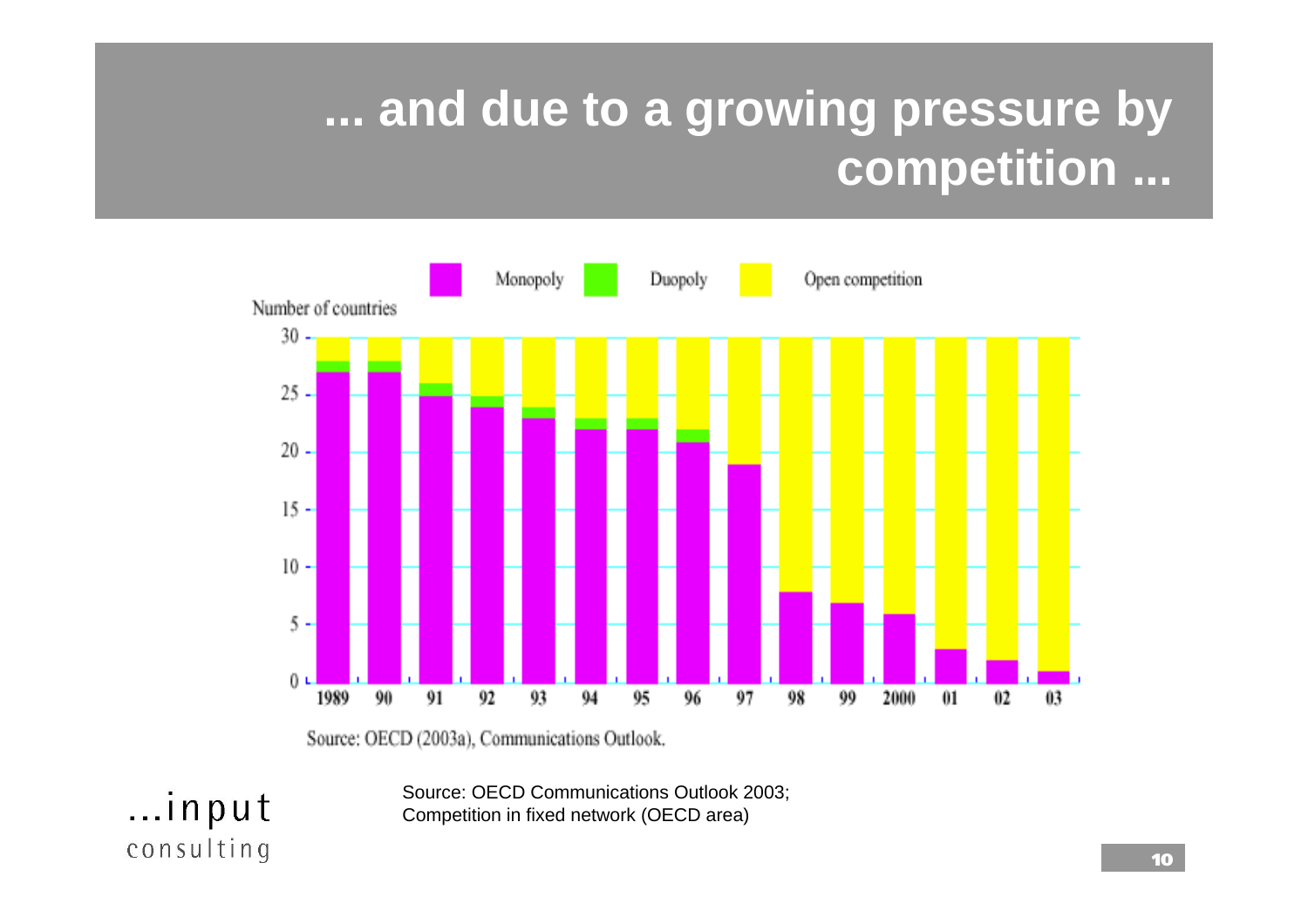# ... and due to a growing pressure by competition ...

Monopoly | Duopoly | Open competition

Number of countries

Source: OECD (2003a), Communications Outlook.

Source: OECD Communications Outlook 2003;
Competition in fixed network (OECD area)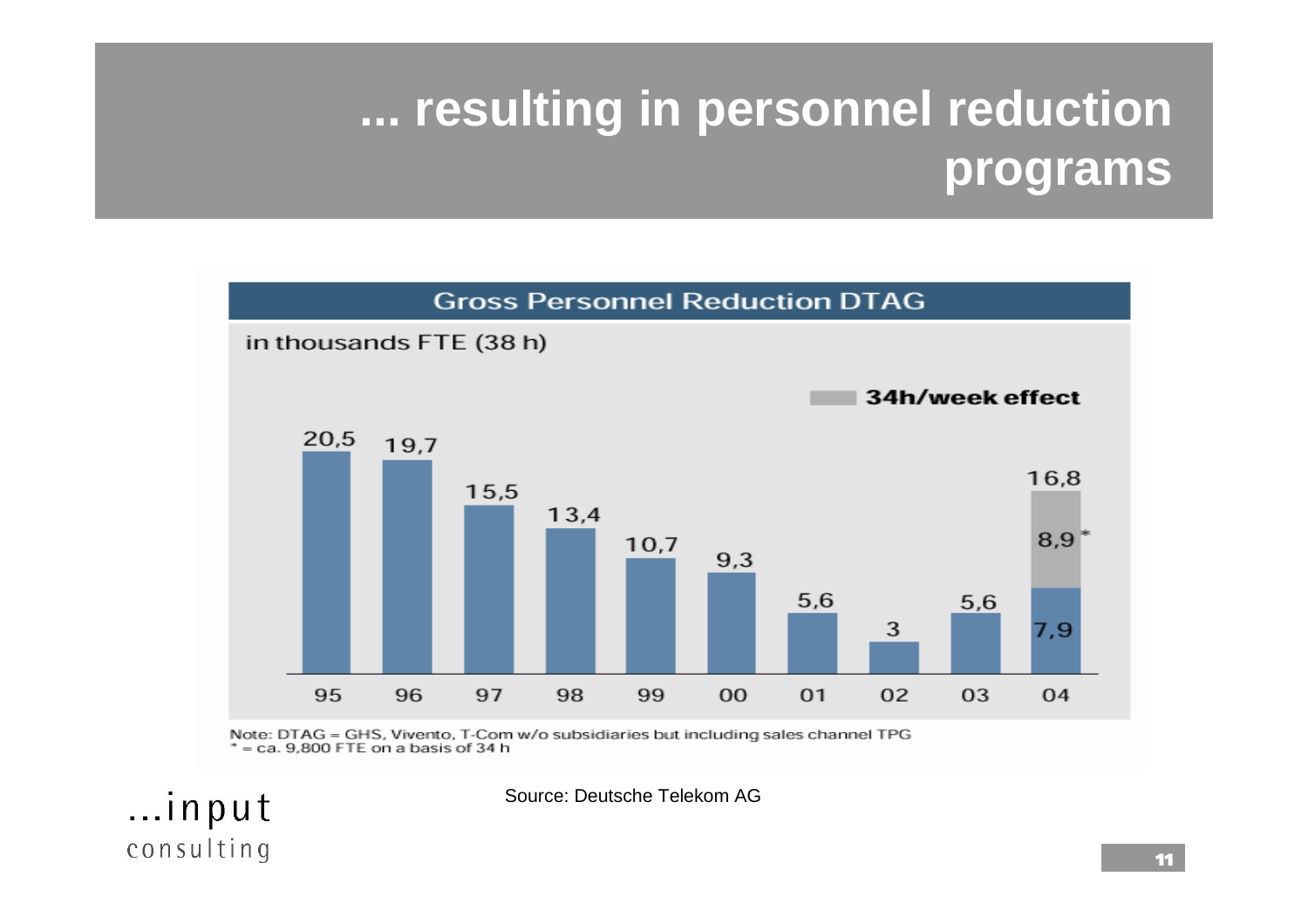# ... resulting in personnel reduction programs

**Gross Personnel Reduction DTAG**

in thousands FTE (38 h)

| Year | 95 | 96 | 97 | 98 | 99 | 00 | 01 | 02 | 03 | 04 |
|---|---|---|---|---|---|---|---|---|---|---|
| Reduction | 20,5 | 19,7 | 15,5 | 13,4 | 10,7 | 9,3 | 5,6 | 3 | 5,6 | 7,9 |
| 34h/week effect | | | | | | | | | | 8,9* |
| Total | | | | | | | | | | 16,8 |

Note: DTAG = GHS, Vivento, T-Com w/o subsidiaries but including sales channel TPG
* = ca. 9,800 FTE on a basis of 34 h

Source: Deutsche Telekom AG

...input consulting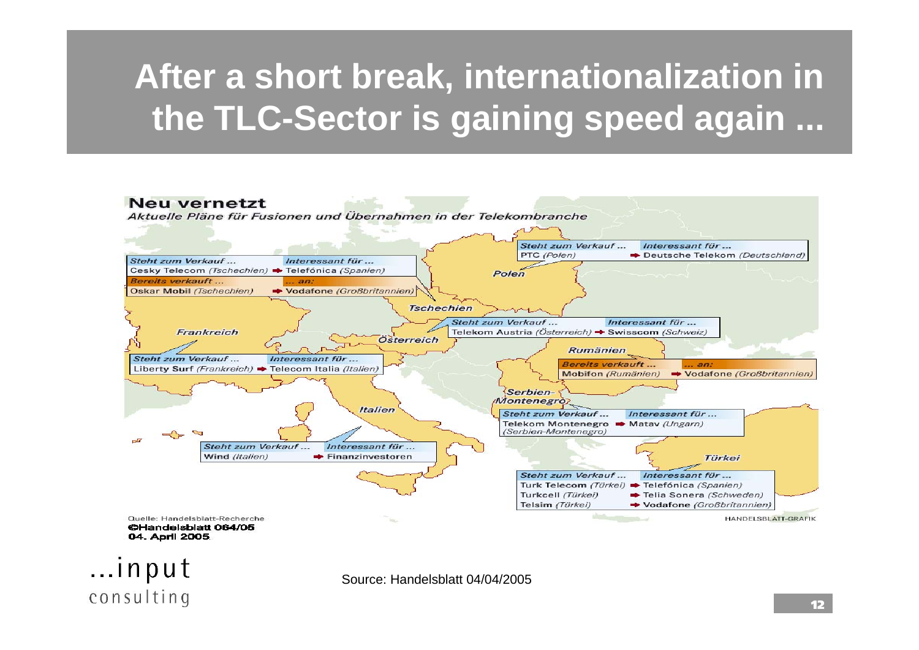# After a short break, internationalization in the TLC-Sector is gaining speed again ...

**Neu vernetzt**

*Aktuelle Pläne für Fusionen und Übernahmen in der Telekombranche*

| Land | Steht zum Verkauf ... | Interessant für ... |
|---|---|---|
| Polen | PTC *(Polen)* | Deutsche Telekom *(Deutschland)* |
| Tschechien | Cesky Telecom *(Tschechien)* | Telefónica *(Spanien)* |
| Österreich | Telekom Austria *(Österreich)* | Swisscom *(Schweiz)* |
| Frankreich | Liberty Surf *(Frankreich)* | Telecom Italia *(Italien)* |
| Serbien-Montenegro | Telekom Montenegro *(Serbien-Montenegro)* | Matav *(Ungarn)* |
| Italien | Wind *(Italien)* | Finanzinvestoren |
| Türkei | Turk Telecom *(Türkei)* | Telefónica *(Spanien)* |
| Türkei | Turkcell *(Türkei)* | Telia Sonera *(Schweden)* |
| Türkei | Telsim *(Türkei)* | Vodafone *(Großbritannien)* |

| Land | Bereits verkauft ... | ... an: |
|---|---|---|
| Tschechien | Oskar Mobil *(Tschechien)* | Vodafone *(Großbritannien)* |
| Rumänien | Mobifon *(Rumänien)* | Vodafone *(Großbritannien)* |

Quelle: Handelsblatt-Recherche
©Handelsblatt 064/05
04. April 2005

HANDELSBLATT-GRAFIK

...input consulting

Source: Handelsblatt 04/04/2005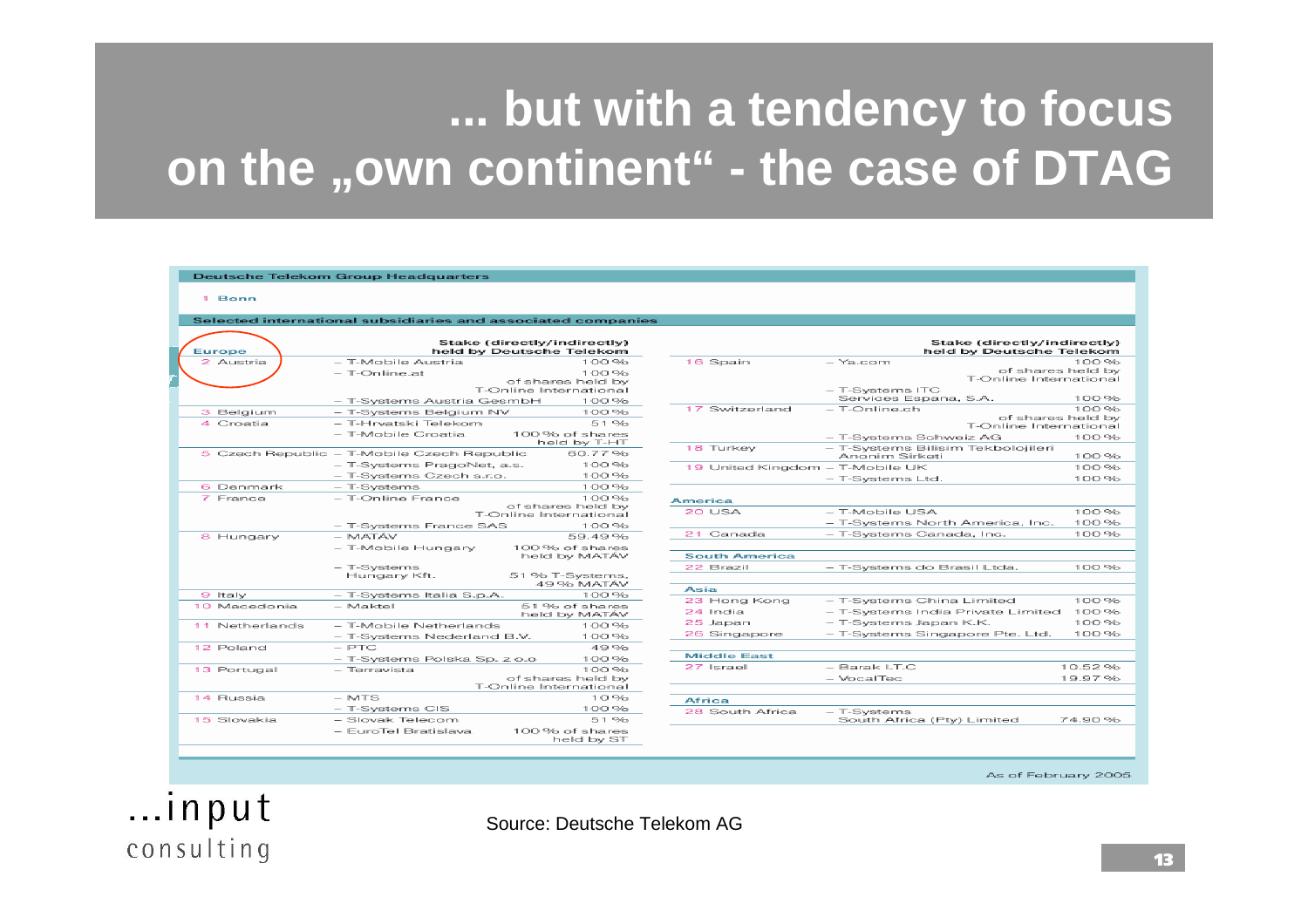# ... but with a tendency to focus on the „own continent" - the case of DTAG

**Deutsche Telekom Group Headquarters**

1 Bonn

**Selected international subsidiaries and associated companies**

| Europe | | Stake (directly/indirectly) held by Deutsche Telekom |
|---|---|---|
| 2 Austria | – T-Mobile Austria | 100 % |
| | – T-Online.at | 100 % of shares held by T-Online International |
| | – T-Systems Austria GesmbH | 100 % |
| 3 Belgium | – T-Systems Belgium NV | 100 % |
| 4 Croatia | – T-Hrvatski Telekom | 51 % |
| | – T-Mobile Croatia | 100 % of shares held by T-HT |
| 5 Czech Republic | – T-Mobile Czech Republic | 60.77 % |
| | – T-Systems PragoNet, a.s. | 100 % |
| | – T-Systems Czech s.r.o. | 100 % |
| 6 Denmark | – T-Systems | 100 % |
| 7 France | – T-Online France | 100 % of shares held by T-Online International |
| | – T-Systems France SAS | 100 % |
| 8 Hungary | – MATÁV | 59.49 % |
| | – T-Mobile Hungary | 100 % of shares held by MATÁV |
| | – T-Systems Hungary Kft. | 51 % T-Systems, 49 % MATÁV |
| 9 Italy | – T-Systems Italia S.p.A. | 100 % |
| 10 Macedonia | – Maktel | 51 % of shares held by MATÁV |
| 11 Netherlands | – T-Mobile Netherlands | 100 % |
| | – T-Systems Nederland B.V. | 100 % |
| 12 Poland | – PTC | 49 % |
| | – T-Systems Polska Sp. z o.o | 100 % |
| 13 Portugal | – Terravista | 100 % of shares held by T-Online International |
| 14 Russia | – MTS | 10 % |
| | – T-Systems CIS | 100 % |
| 15 Slovakia | – Slovak Telecom | 51 % |
| | – EuroTel Bratislava | 100 % of shares held by ST |
| 16 Spain | – Ya.com | 100 % of shares held by T-Online International |
| | – T-Systems ITC Services España, S.A. | 100 % |
| 17 Switzerland | – T-Online.ch | 100 % of shares held by T-Online International |
| | – T-Systems Schweiz AG | 100 % |
| 18 Turkey | – T-Systems Bilisim Teknolojileri Anonim Sirketi | 100 % |
| 19 United Kingdom | – T-Mobile UK | 100 % |
| | – T-Systems Ltd. | 100 % |
| **America** | | |
| 20 USA | – T-Mobile USA | 100 % |
| | – T-Systems North America, Inc. | 100 % |
| 21 Canada | – T-Systems Canada, Inc. | 100 % |
| **South America** | | |
| 22 Brazil | – T-Systems do Brasil Ltda. | 100 % |
| **Asia** | | |
| 23 Hong Kong | – T-Systems China Limited | 100 % |
| 24 India | – T-Systems India Private Limited | 100 % |
| 25 Japan | – T-Systems Japan K.K. | 100 % |
| 26 Singapore | – T-Systems Singapore Pte. Ltd. | 100 % |
| **Middle East** | | |
| 27 Israel | – Barak I.T.C | 10.52 % |
| | – VocalTec | 19.97 % |
| **Africa** | | |
| 28 South Africa | – T-Systems South Africa (Pty) Limited | 74.90 % |

As of February 2005

Source: Deutsche Telekom AG

...input consulting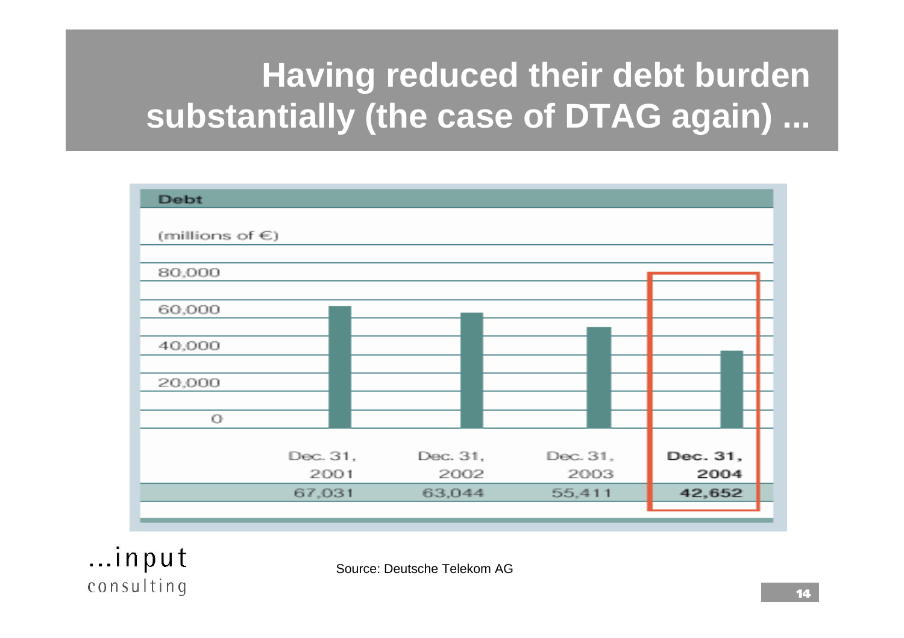# Having reduced their debt burden substantially (the case of DTAG again) ...

**Debt**

(millions of €)

| | Dec. 31, 2001 | Dec. 31, 2002 | Dec. 31, 2003 | **Dec. 31, 2004** |
|---|---|---|---|---|
| Debt | 67,031 | 63,044 | 55,411 | **42,652** |

Source: Deutsche Telekom AG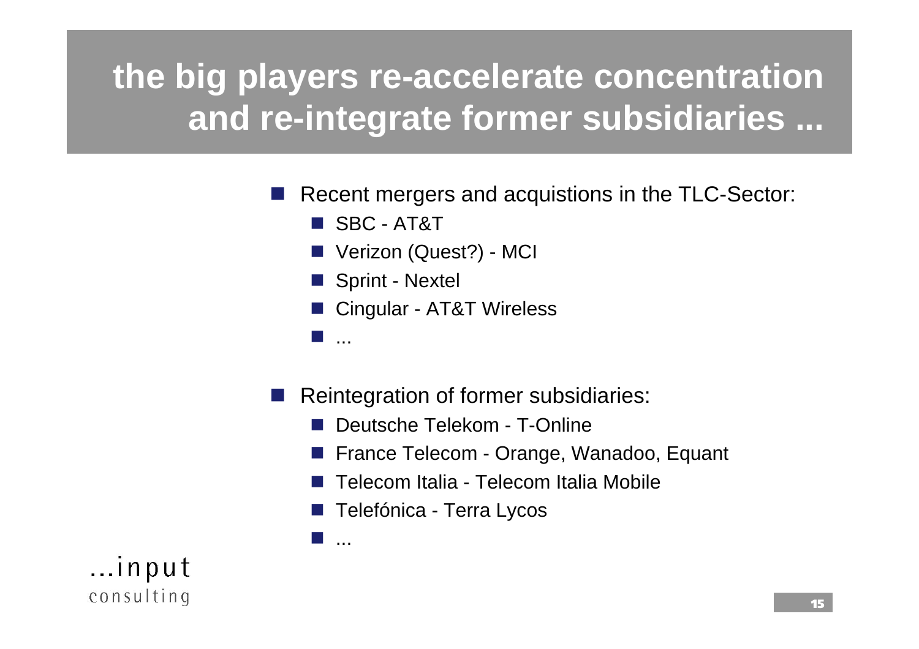# the big players re-accelerate concentration and re-integrate former subsidiaries ...

- Recent mergers and acquistions in the TLC-Sector:
  - SBC - AT&T
  - Verizon (Quest?) - MCI
  - Sprint - Nextel
  - Cingular - AT&T Wireless
  - ...

- Reintegration of former subsidiaries:
  - Deutsche Telekom - T-Online
  - France Telecom - Orange, Wanadoo, Equant
  - Telecom Italia - Telecom Italia Mobile
  - Telefónica - Terra Lycos
  - ...

...input consulting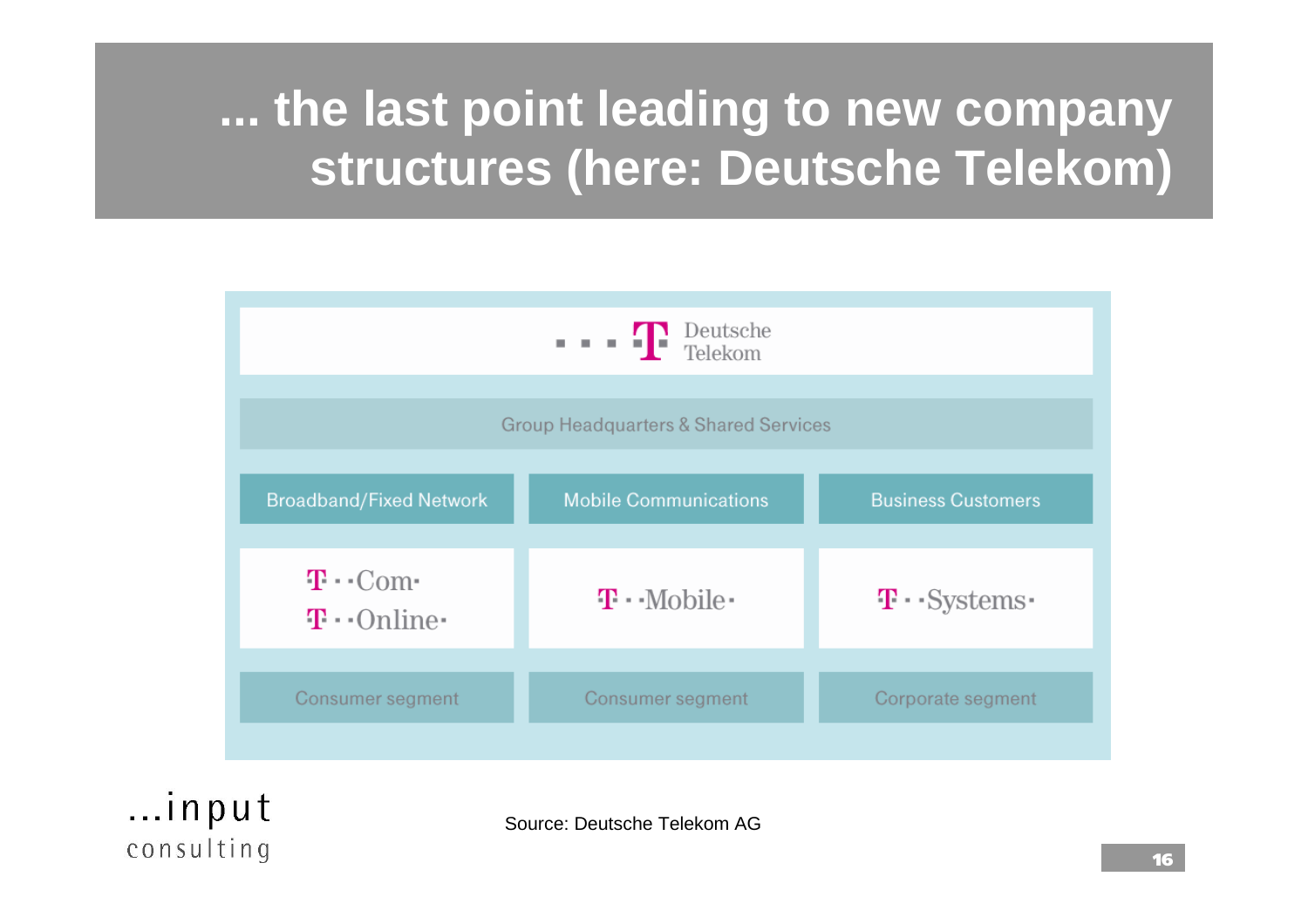# ... the last point leading to new company structures (here: Deutsche Telekom)

Deutsche Telekom

Group Headquarters & Shared Services

| Broadband/Fixed Network | Mobile Communications | Business Customers |
|---|---|---|
| T-Com<br>T-Online | T-Mobile | T-Systems |
| Consumer segment | Consumer segment | Corporate segment |

Source: Deutsche Telekom AG

...input consulting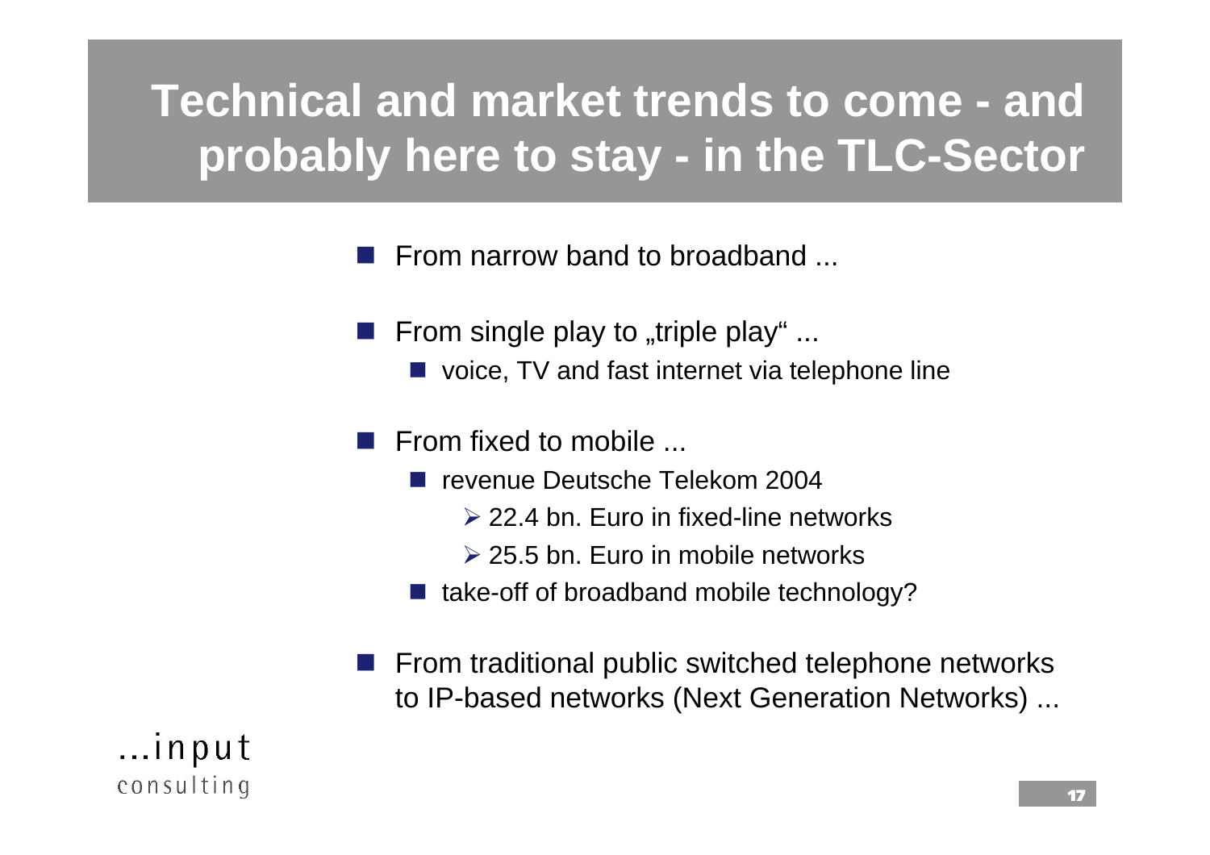# Technical and market trends to come - and probably here to stay - in the TLC-Sector

- From narrow band to broadband ...
- From single play to „triple play" ...
  - voice, TV and fast internet via telephone line
- From fixed to mobile ...
  - revenue Deutsche Telekom 2004
    - 22.4 bn. Euro in fixed-line networks
    - 25.5 bn. Euro in mobile networks
  - take-off of broadband mobile technology?
- From traditional public switched telephone networks to IP-based networks (Next Generation Networks) ...

...input consulting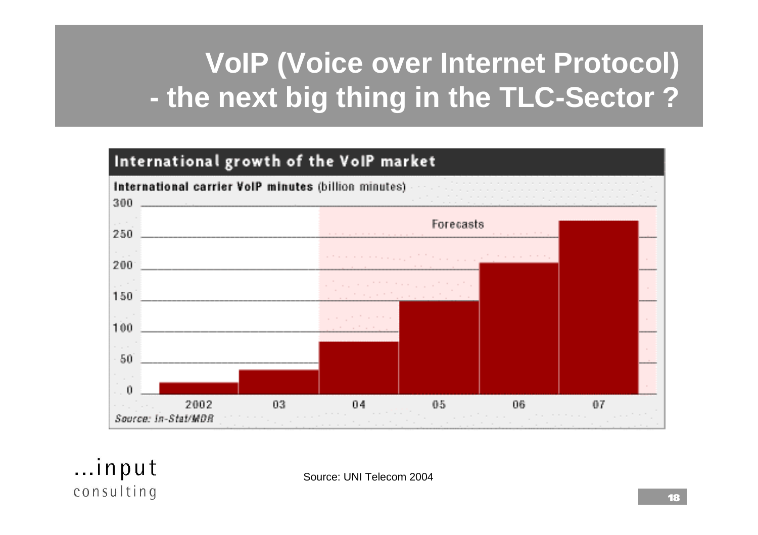# VoIP (Voice over Internet Protocol) - the next big thing in the TLC-Sector ?

**International growth of the VoIP market**

**International carrier VoIP minutes** (billion minutes)

Forecasts

300
250
200
150
100
50
0

2002 03 04 05 06 07

*Source: In-Stat/MDR*

...input consulting

Source: UNI Telecom 2004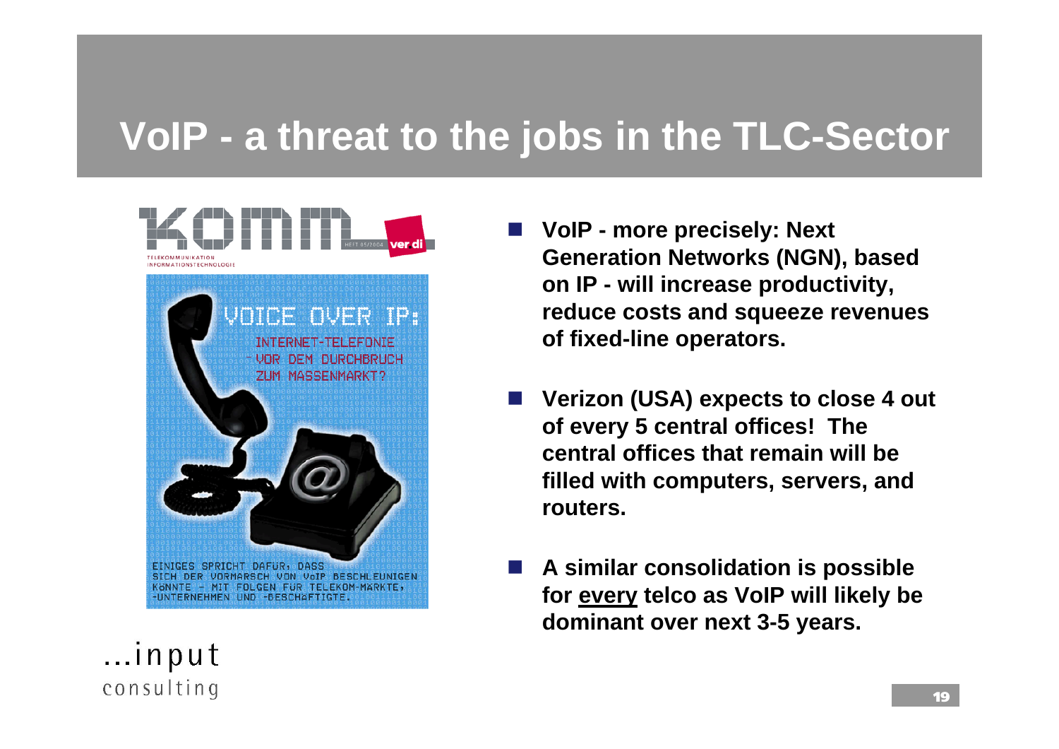# VoIP - a threat to the jobs in the TLC-Sector

KOMM

TELEKOMMUNIKATION INFORMATIONSTECHNOLOGIE

HEFT 05/2004 ver.di

VOICE OVER IP: INTERNET-TELEFONIE VOR DEM DURCHBRUCH ZUM MASSENMARKT?

EINIGES SPRICHT DAFÜR, DASS SICH DER VORMARSCH VON VoIP BESCHLEUNIGEN KÖNNTE – MIT FOLGEN FÜR TELEKOM-MÄRKTE, -UNTERNEHMEN UND -BESCHÄFTIGTE.

- **VoIP - more precisely: Next Generation Networks (NGN), based on IP - will increase productivity, reduce costs and squeeze revenues of fixed-line operators.**
- **Verizon (USA) expects to close 4 out of every 5 central offices! The central offices that remain will be filled with computers, servers, and routers.**
- **A similar consolidation is possible for <u>every</u> telco as VoIP will likely be dominant over next 3-5 years.**

...input consulting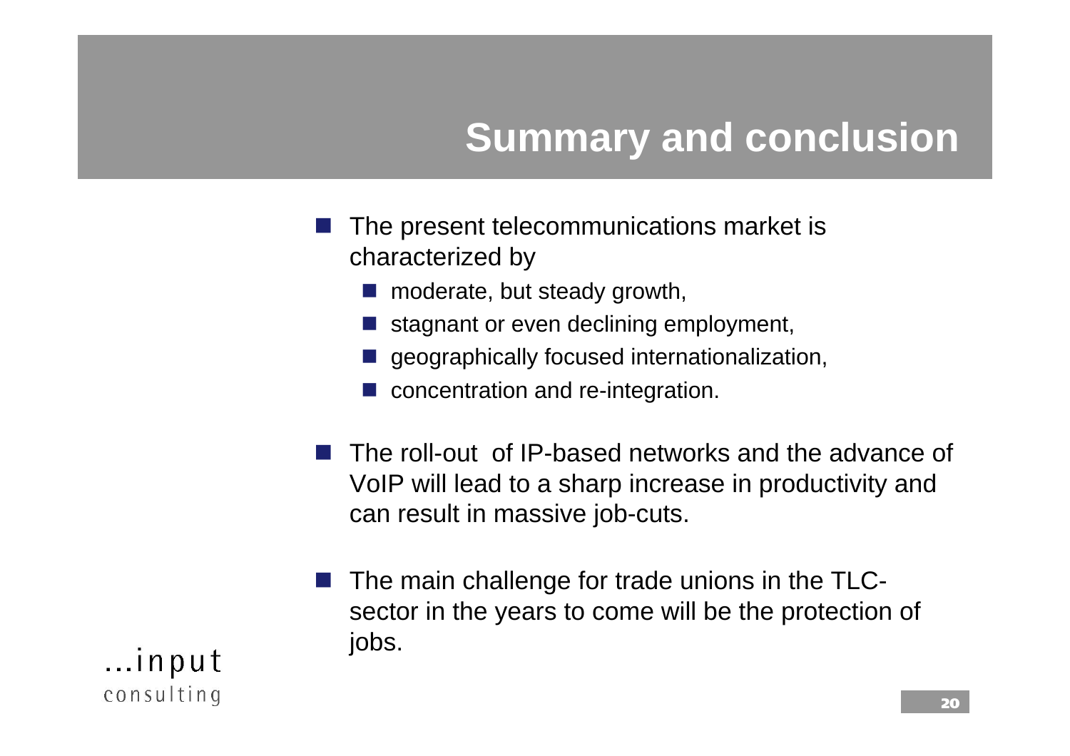# Summary and conclusion

- The present telecommunications market is characterized by
  - moderate, but steady growth,
  - stagnant or even declining employment,
  - geographically focused internationalization,
  - concentration and re-integration.

- The roll-out  of IP-based networks and the advance of VoIP will lead to a sharp increase in productivity and can result in massive job-cuts.

- The main challenge for trade unions in the TLC-sector in the years to come will be the protection of jobs.

...input
consulting